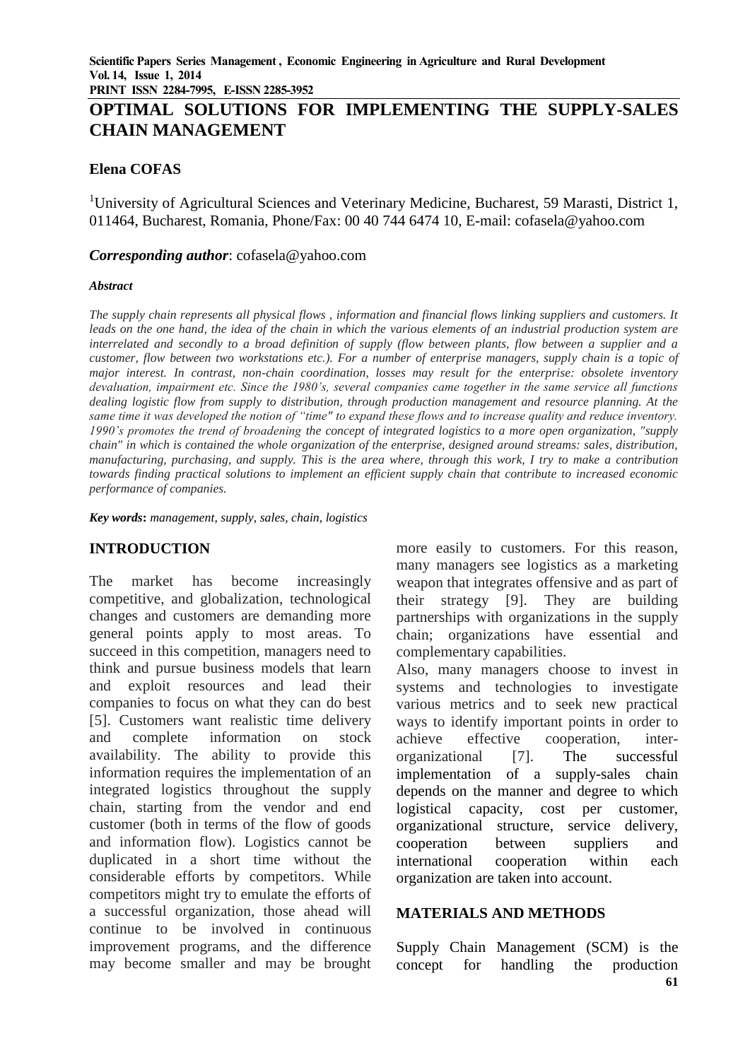# OPTIMAL SOLUTIONS FOR IMPLEMENTING THE SUPPLY-SALES CHAIN MANAGEMENT

**Elena COFAS**

[1]University of Agricultural Sciences and Veterinary Medicine, Bucharest, 59 Marasti, District 1, 011464, Bucharest, Romania, Phone/Fax: 00 40 744 6474 10, E-mail: cofasela@yahoo.com

***Corresponding author***: cofasela@yahoo.com

***Abstract***

*The supply chain represents all physical flows , information and financial flows linking suppliers and customers. It leads on the one hand, the idea of the chain in which the various elements of an industrial production system are interrelated and secondly to a broad definition of supply (flow between plants, flow between a supplier and a customer, flow between two workstations etc.). For a number of enterprise managers, supply chain is a topic of major interest. In contrast, non-chain coordination, losses may result for the enterprise: obsolete inventory devaluation, impairment etc. Since the 1980's, several companies came together in the same service all functions dealing logistic flow from supply to distribution, through production management and resource planning. At the same time it was developed the notion of "time" to expand these flows and to increase quality and reduce inventory. 1990's promotes the trend of broadening the concept of integrated logistics to a more open organization, "supply chain" in which is contained the whole organization of the enterprise, designed around streams: sales, distribution, manufacturing, purchasing, and supply. This is the area where, through this work, I try to make a contribution towards finding practical solutions to implement an efficient supply chain that contribute to increased economic performance of companies.*

***Key words*:** *management, supply, sales, chain, logistics*

## INTRODUCTION

The market has become increasingly competitive, and globalization, technological changes and customers are demanding more general points apply to most areas. To succeed in this competition, managers need to think and pursue business models that learn and exploit resources and lead their companies to focus on what they can do best [5]. Customers want realistic time delivery and complete information on stock availability. The ability to provide this information requires the implementation of an integrated logistics throughout the supply chain, starting from the vendor and end customer (both in terms of the flow of goods and information flow). Logistics cannot be duplicated in a short time without the considerable efforts by competitors. While competitors might try to emulate the efforts of a successful organization, those ahead will continue to be involved in continuous improvement programs, and the difference may become smaller and may be brought more easily to customers. For this reason, many managers see logistics as a marketing weapon that integrates offensive and as part of their strategy [9]. They are building partnerships with organizations in the supply chain; organizations have essential and complementary capabilities.

Also, many managers choose to invest in systems and technologies to investigate various metrics and to seek new practical ways to identify important points in order to achieve effective cooperation, inter-organizational [7]. The successful implementation of a supply-sales chain depends on the manner and degree to which logistical capacity, cost per customer, organizational structure, service delivery, cooperation between suppliers and international cooperation within each organization are taken into account.

## MATERIALS AND METHODS

Supply Chain Management (SCM) is the concept for handling the production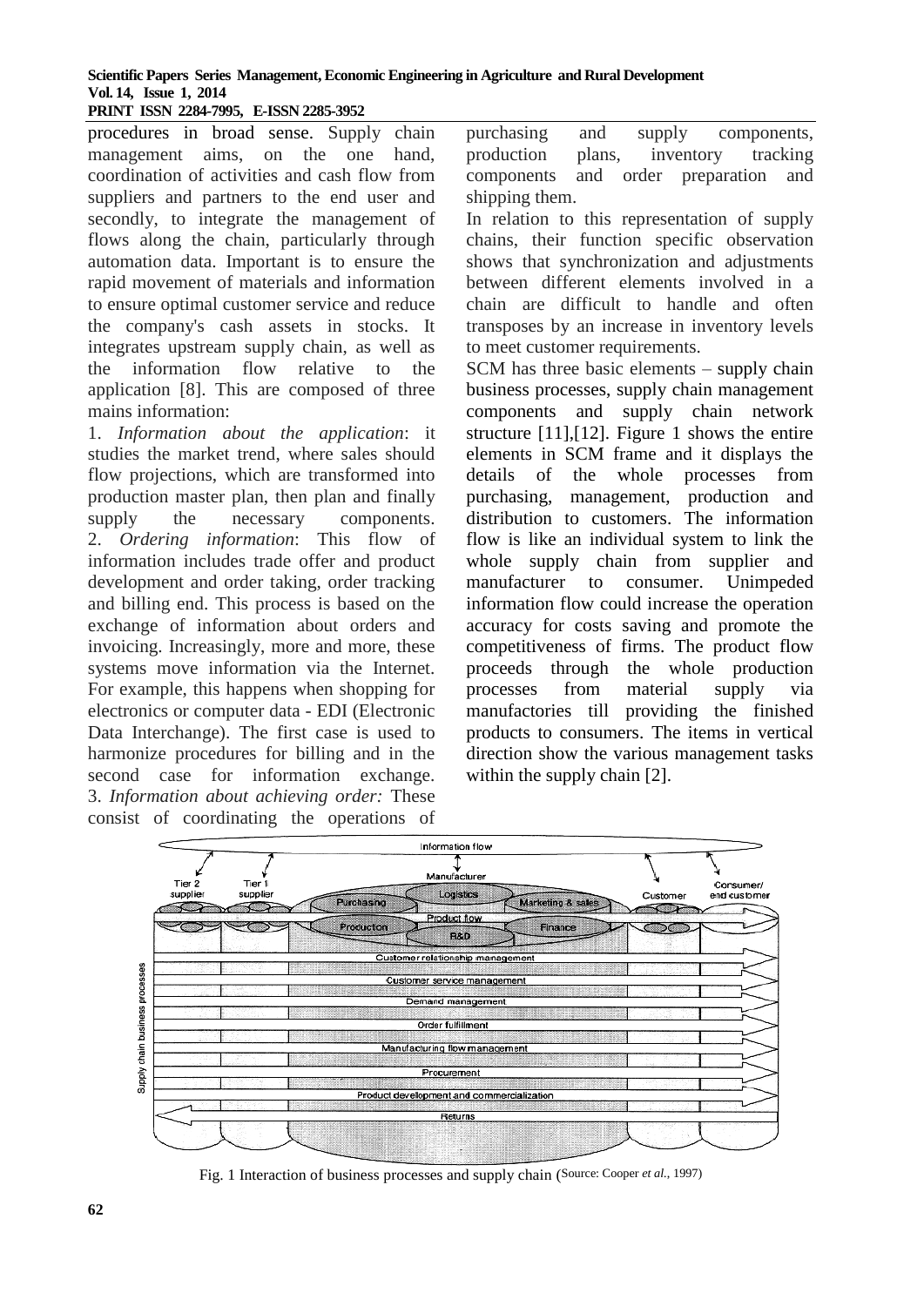procedures in broad sense. Supply chain management aims, on the one hand, coordination of activities and cash flow from suppliers and partners to the end user and secondly, to integrate the management of flows along the chain, particularly through automation data. Important is to ensure the rapid movement of materials and information to ensure optimal customer service and reduce the company's cash assets in stocks. It integrates upstream supply chain, as well as the information flow relative to the application [8]. This are composed of three mains information:

1. *Information about the application*: it studies the market trend, where sales should flow projections, which are transformed into production master plan, then plan and finally supply the necessary components.
2. *Ordering information*: This flow of information includes trade offer and product development and order taking, order tracking and billing end. This process is based on the exchange of information about orders and invoicing. Increasingly, more and more, these systems move information via the Internet. For example, this happens when shopping for electronics or computer data - EDI (Electronic Data Interchange). The first case is used to harmonize procedures for billing and in the second case for information exchange.
3. *Information about achieving order:* These consist of coordinating the operations of purchasing and supply components, production plans, inventory tracking components and order preparation and shipping them.

In relation to this representation of supply chains, their function specific observation shows that synchronization and adjustments between different elements involved in a chain are difficult to handle and often transposes by an increase in inventory levels to meet customer requirements.

SCM has three basic elements – supply chain business processes, supply chain management components and supply chain network structure [11],[12]. Figure 1 shows the entire elements in SCM frame and it displays the details of the whole processes from purchasing, management, production and distribution to customers. The information flow is like an individual system to link the whole supply chain from supplier and manufacturer to consumer. Unimpeded information flow could increase the operation accuracy for costs saving and promote the competitiveness of firms. The product flow proceeds through the whole production processes from material supply via manufactories till providing the finished products to consumers. The items in vertical direction show the various management tasks within the supply chain [2].

Fig. 1 Interaction of business processes and supply chain (Source: Cooper *et al.*, 1997)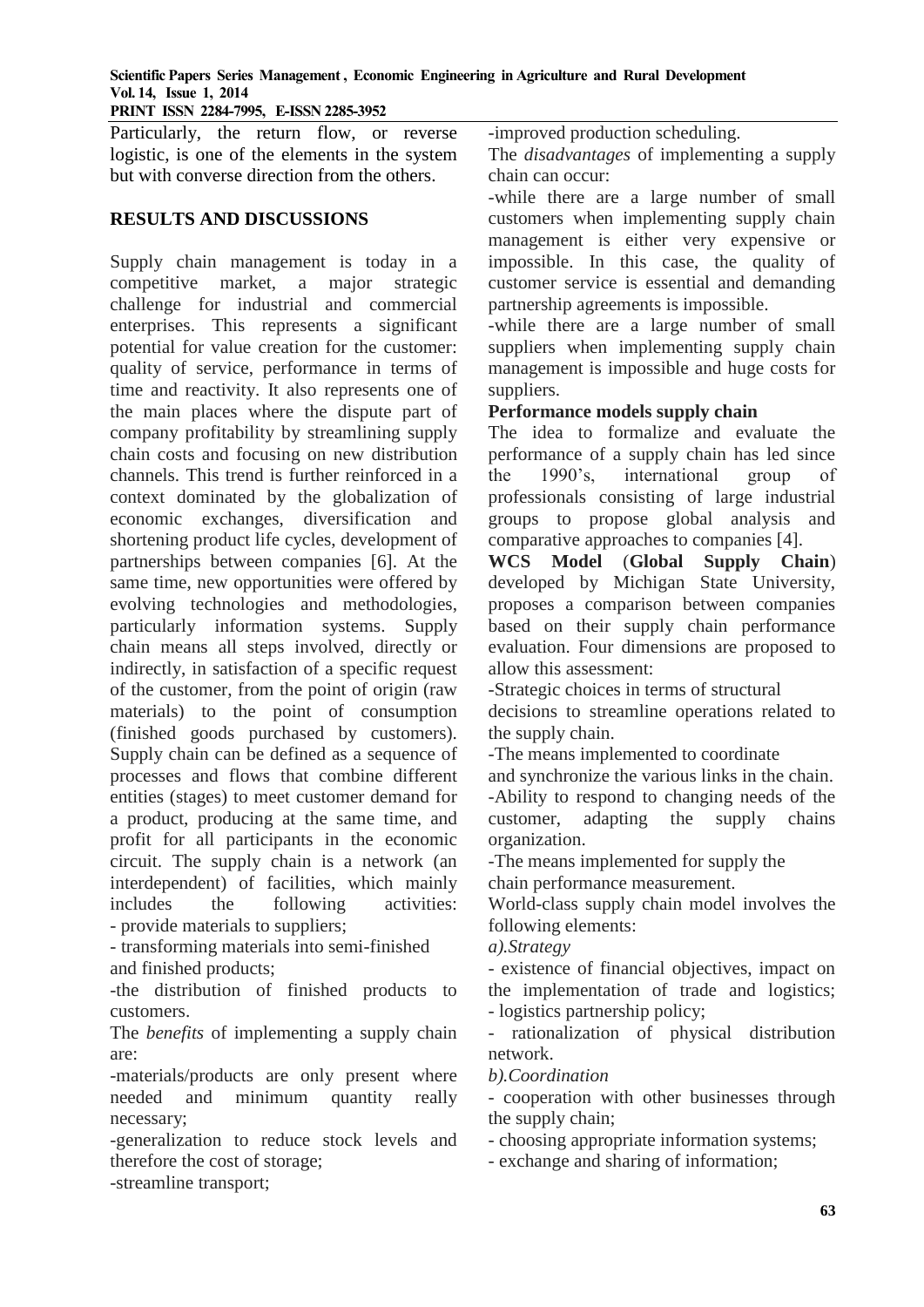Particularly, the return flow, or reverse logistic, is one of the elements in the system but with converse direction from the others.

## RESULTS AND DISCUSSIONS

Supply chain management is today in a competitive market, a major strategic challenge for industrial and commercial enterprises. This represents a significant potential for value creation for the customer: quality of service, performance in terms of time and reactivity. It also represents one of the main places where the dispute part of company profitability by streamlining supply chain costs and focusing on new distribution channels. This trend is further reinforced in a context dominated by the globalization of economic exchanges, diversification and shortening product life cycles, development of partnerships between companies [6]. At the same time, new opportunities were offered by evolving technologies and methodologies, particularly information systems. Supply chain means all steps involved, directly or indirectly, in satisfaction of a specific request of the customer, from the point of origin (raw materials) to the point of consumption (finished goods purchased by customers). Supply chain can be defined as a sequence of processes and flows that combine different entities (stages) to meet customer demand for a product, producing at the same time, and profit for all participants in the economic circuit. The supply chain is a network (an interdependent) of facilities, which mainly includes the following activities:

- provide materials to suppliers;
- transforming materials into semi-finished and finished products;
- the distribution of finished products to customers.

The *benefits* of implementing a supply chain are:

- materials/products are only present where needed and minimum quantity really necessary;
- generalization to reduce stock levels and therefore the cost of storage;
- streamline transport;
- improved production scheduling.

The *disadvantages* of implementing a supply chain can occur:

- while there are a large number of small customers when implementing supply chain management is either very expensive or impossible. In this case, the quality of customer service is essential and demanding partnership agreements is impossible.
- while there are a large number of small suppliers when implementing supply chain management is impossible and huge costs for suppliers.

**Performance models supply chain**

The idea to formalize and evaluate the performance of a supply chain has led since the 1990's, international group of professionals consisting of large industrial groups to propose global analysis and comparative approaches to companies [4].

**WCS Model** (**Global Supply Chain**) developed by Michigan State University, proposes a comparison between companies based on their supply chain performance evaluation. Four dimensions are proposed to allow this assessment:

- Strategic choices in terms of structural decisions to streamline operations related to the supply chain.
- The means implemented to coordinate and synchronize the various links in the chain.
- Ability to respond to changing needs of the customer, adapting the supply chains organization.
- The means implemented for supply the chain performance measurement.

World-class supply chain model involves the following elements:

*a).Strategy*

- existence of financial objectives, impact on the implementation of trade and logistics;
- logistics partnership policy;
- rationalization of physical distribution network.

*b).Coordination*

- cooperation with other businesses through the supply chain;
- choosing appropriate information systems;
- exchange and sharing of information;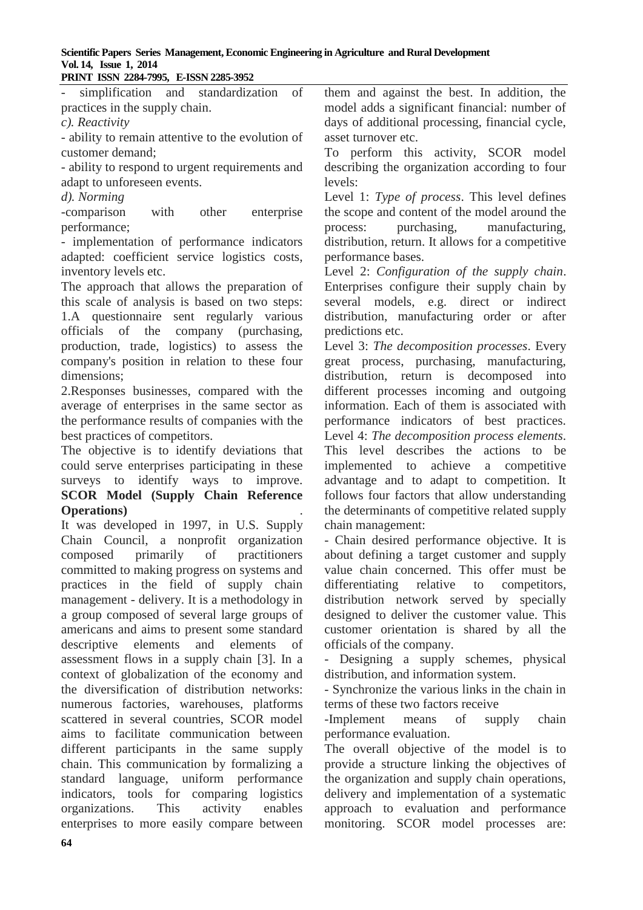- simplification and standardization of practices in the supply chain.

*c). Reactivity*

- ability to remain attentive to the evolution of customer demand;
- ability to respond to urgent requirements and adapt to unforeseen events.

*d). Norming*

-comparison with other enterprise performance;

- implementation of performance indicators adapted: coefficient service logistics costs, inventory levels etc.

The approach that allows the preparation of this scale of analysis is based on two steps:

1.A questionnaire sent regularly various officials of the company (purchasing, production, trade, logistics) to assess the company's position in relation to these four dimensions;

2.Responses businesses, compared with the average of enterprises in the same sector as the performance results of companies with the best practices of competitors.

The objective is to identify deviations that could serve enterprises participating in these surveys to identify ways to improve.

**SCOR Model (Supply Chain Reference Operations)** .

It was developed in 1997, in U.S. Supply Chain Council, a nonprofit organization composed primarily of practitioners committed to making progress on systems and practices in the field of supply chain management - delivery. It is a methodology in a group composed of several large groups of americans and aims to present some standard descriptive elements and elements of assessment flows in a supply chain [3]. In a context of globalization of the economy and the diversification of distribution networks: numerous factories, warehouses, platforms scattered in several countries, SCOR model aims to facilitate communication between different participants in the same supply chain. This communication by formalizing a standard language, uniform performance indicators, tools for comparing logistics organizations. This activity enables enterprises to more easily compare between them and against the best. In addition, the model adds a significant financial: number of days of additional processing, financial cycle, asset turnover etc.

To perform this activity, SCOR model describing the organization according to four levels:

Level 1: *Type of process*. This level defines the scope and content of the model around the process: purchasing, manufacturing, distribution, return. It allows for a competitive performance bases.

Level 2: *Configuration of the supply chain*. Enterprises configure their supply chain by several models, e.g. direct or indirect distribution, manufacturing order or after predictions etc.

Level 3: *The decomposition processes*. Every great process, purchasing, manufacturing, distribution, return is decomposed into different processes incoming and outgoing information. Each of them is associated with performance indicators of best practices.

Level 4: *The decomposition process elements*. This level describes the actions to be implemented to achieve a competitive advantage and to adapt to competition. It follows four factors that allow understanding the determinants of competitive related supply chain management:

- Chain desired performance objective. It is about defining a target customer and supply value chain concerned. This offer must be differentiating relative to competitors, distribution network served by specially designed to deliver the customer value. This customer orientation is shared by all the officials of the company.
- Designing a supply schemes, physical distribution, and information system.
- Synchronize the various links in the chain in terms of these two factors receive

-Implement means of supply chain performance evaluation.

The overall objective of the model is to provide a structure linking the objectives of the organization and supply chain operations, delivery and implementation of a systematic approach to evaluation and performance monitoring. SCOR model processes are: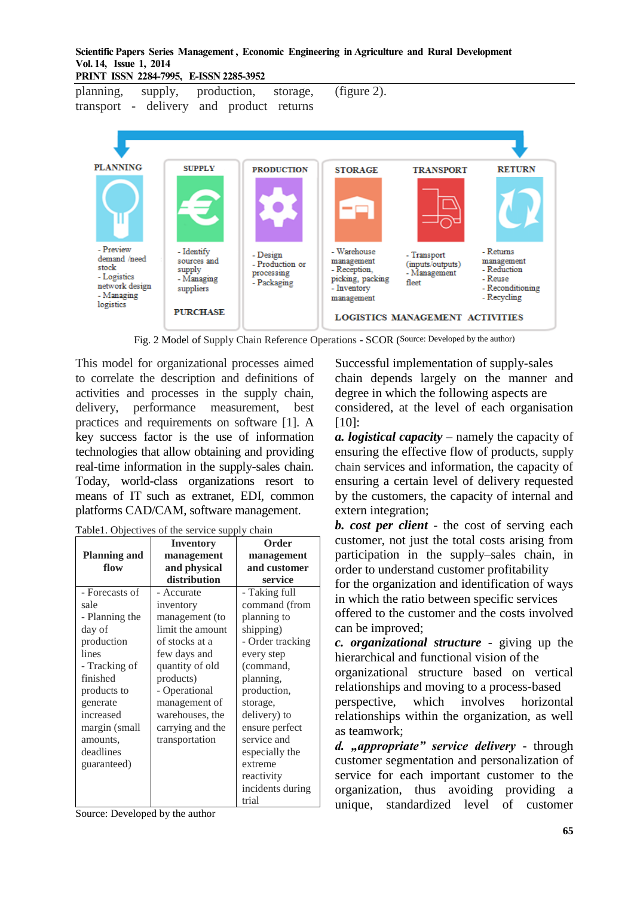planning, supply, production, storage, transport - delivery and product returns (figure 2).

PLANNING

- Preview demand /need stock
- Logistics network design
- Managing logistics

SUPPLY

- Identify sources and supply
- Managing suppliers

PURCHASE

PRODUCTION

- Design
- Production or processing
- Packaging

STORAGE

- Warehouse management
- Reception, picking, packing
- Inventory management

TRANSPORT

- Transport (inputs/outputs)
- Management fleet

RETURN

- Returns management
- Reduction
- Reuse
- Reconditioning
- Recycling

LOGISTICS MANAGEMENT ACTIVITIES

Fig. 2 Model of Supply Chain Reference Operations - SCOR (Source: Developed by the author)

This model for organizational processes aimed to correlate the description and definitions of activities and processes in the supply chain, delivery, performance measurement, best practices and requirements on software [1]. A key success factor is the use of information technologies that allow obtaining and providing real-time information in the supply-sales chain. Today, world-class organizations resort to means of IT such as extranet, EDI, common platforms CAD/CAM, software management.

Table1. Objectives of the service supply chain

| Planning and flow | Inventory management and physical distribution | Order management and customer service |
|---|---|---|
| - Forecasts of sale<br>- Planning the day of production lines<br>- Tracking of finished products to generate increased margin (small amounts, deadlines guaranteed) | - Accurate inventory management (to limit the amount of stocks at a few days and quantity of old products)<br>- Operational management of warehouses, the carrying and the transportation | - Taking full command (from planning to shipping)<br>- Order tracking every step (command, planning, production, storage, delivery) to ensure perfect service and especially the extreme reactivity incidents during trial |

Source: Developed by the author

Successful implementation of supply-sales chain depends largely on the manner and degree in which the following aspects are considered, at the level of each organisation [10]:

***a. logistical capacity*** – namely the capacity of ensuring the effective flow of products, supply chain services and information, the capacity of ensuring a certain level of delivery requested by the customers, the capacity of internal and extern integration;

***b. cost per client*** - the cost of serving each customer, not just the total costs arising from participation in the supply–sales chain, in order to understand customer profitability for the organization and identification of ways in which the ratio between specific services offered to the customer and the costs involved can be improved;

***c. organizational structure*** - giving up the hierarchical and functional vision of the organizational structure based on vertical relationships and moving to a process-based perspective, which involves horizontal relationships within the organization, as well as teamwork;

***d. „appropriate” service delivery*** - through customer segmentation and personalization of service for each important customer to the organization, thus avoiding providing a unique, standardized level of customer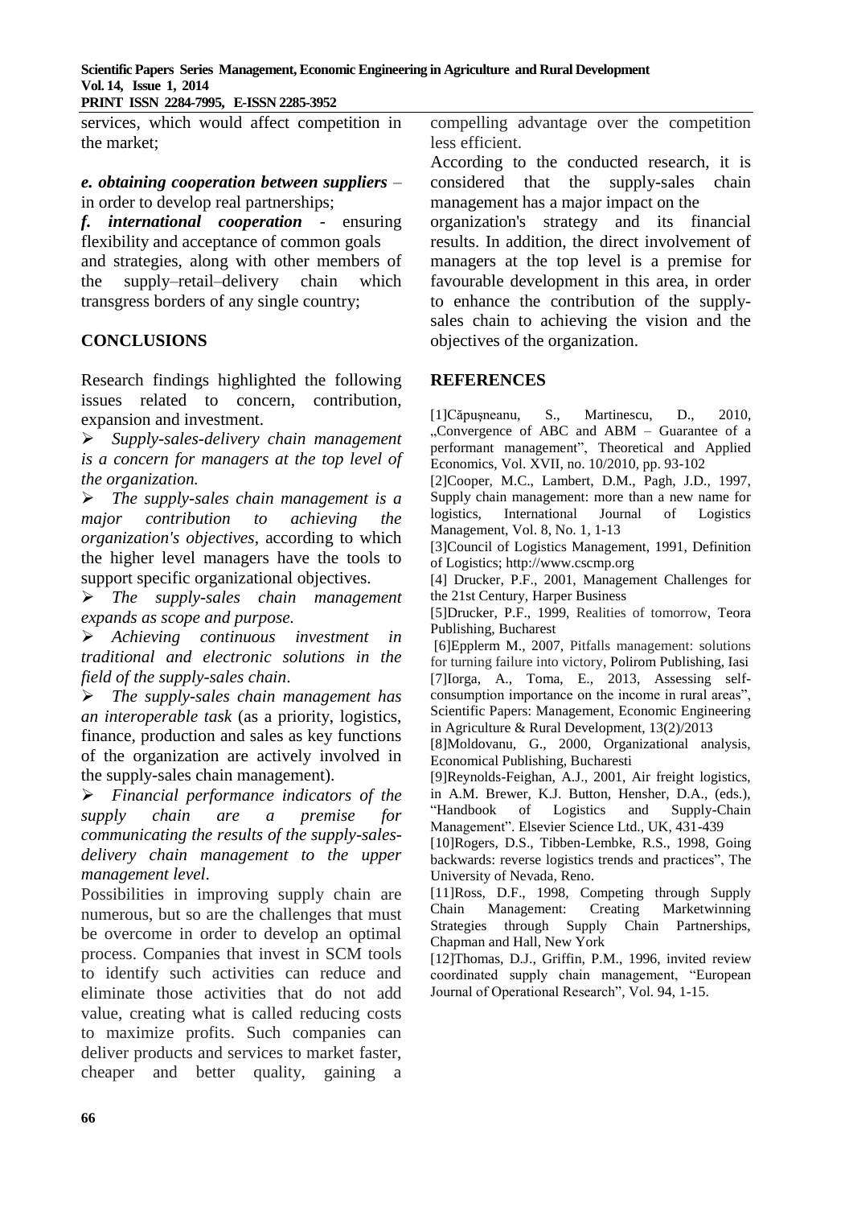services, which would affect competition in the market;

***e. obtaining cooperation between suppliers*** – in order to develop real partnerships;

***f. international cooperation*** - ensuring flexibility and acceptance of common goals and strategies, along with other members of the supply–retail–delivery chain which transgress borders of any single country;

## CONCLUSIONS

Research findings highlighted the following issues related to concern, contribution, expansion and investment.

- *Supply-sales-delivery chain management is a concern for managers at the top level of the organization.*
- *The supply-sales chain management is a major contribution to achieving the organization's objectives*, according to which the higher level managers have the tools to support specific organizational objectives.
- *The supply-sales chain management expands as scope and purpose.*
- *Achieving continuous investment in traditional and electronic solutions in the field of the supply-sales chain*.
- *The supply-sales chain management has an interoperable task* (as a priority, logistics, finance, production and sales as key functions of the organization are actively involved in the supply-sales chain management).
- *Financial performance indicators of the supply chain are a premise for communicating the results of the supply-sales-delivery chain management to the upper management level*.

Possibilities in improving supply chain are numerous, but so are the challenges that must be overcome in order to develop an optimal process. Companies that invest in SCM tools to identify such activities can reduce and eliminate those activities that do not add value, creating what is called reducing costs to maximize profits. Such companies can deliver products and services to market faster, cheaper and better quality, gaining a compelling advantage over the competition less efficient.

According to the conducted research, it is considered that the supply-sales chain management has a major impact on the organization's strategy and its financial results. In addition, the direct involvement of managers at the top level is a premise for favourable development in this area, in order to enhance the contribution of the supply-sales chain to achieving the vision and the objectives of the organization.

## REFERENCES

[1]Căpușneanu, S., Martinescu, D., 2010, „Convergence of ABC and ABM – Guarantee of a performant management", Theoretical and Applied Economics, Vol. XVII, no. 10/2010, pp. 93-102

[2]Cooper, M.C., Lambert, D.M., Pagh, J.D., 1997, Supply chain management: more than a new name for logistics, International Journal of Logistics Management, Vol. 8, No. 1, 1-13

[3]Council of Logistics Management, 1991, Definition of Logistics; http://www.cscmp.org

[4] Drucker, P.F., 2001, Management Challenges for the 21st Century, Harper Business

[5]Drucker, P.F., 1999, Realities of tomorrow, Teora Publishing, Bucharest

[6]Epplerm M., 2007, Pitfalls management: solutions for turning failure into victory, Polirom Publishing, Iasi

[7]Iorga, A., Toma, E., 2013, Assessing self-consumption importance on the income in rural areas", Scientific Papers: Management, Economic Engineering in Agriculture & Rural Development, 13(2)/2013

[8]Moldovanu, G., 2000, Organizational analysis, Economical Publishing, Bucharesti

[9]Reynolds-Feighan, A.J., 2001, Air freight logistics, in A.M. Brewer, K.J. Button, Hensher, D.A., (eds.), "Handbook of Logistics and Supply-Chain Management". Elsevier Science Ltd., UK, 431-439

[10]Rogers, D.S., Tibben-Lembke, R.S., 1998, Going backwards: reverse logistics trends and practices", The University of Nevada, Reno.

[11]Ross, D.F., 1998, Competing through Supply Chain Management: Creating Marketwinning Strategies through Supply Chain Partnerships, Chapman and Hall, New York

[12]Thomas, D.J., Griffin, P.M., 1996, invited review coordinated supply chain management, "European Journal of Operational Research", Vol. 94, 1-15.